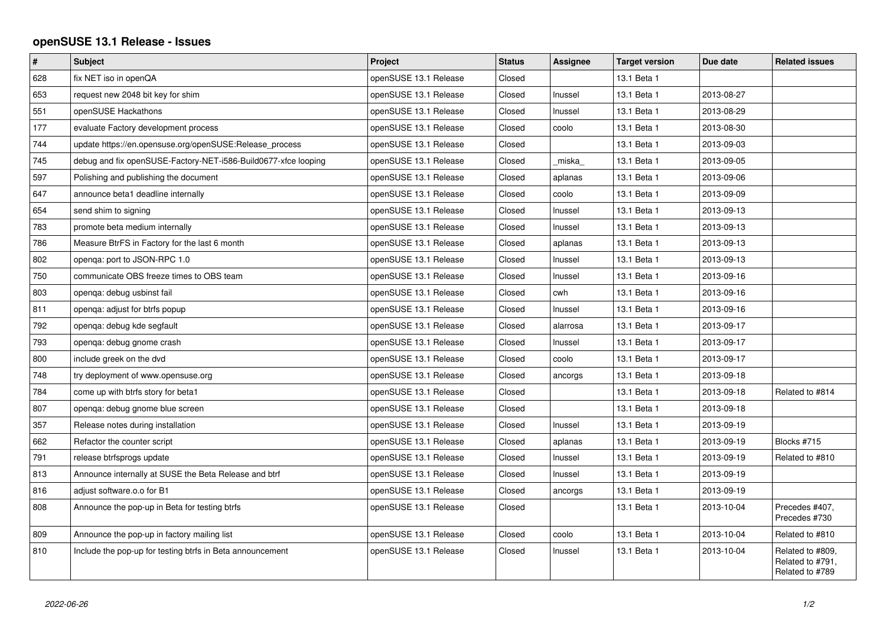# openSUSE 13.1 Release - Issues

| # | Subject | Project | Status | Assignee | Target version | Due date | Related issues |
|---|---|---|---|---|---|---|---|
| 628 | fix NET iso in openQA | openSUSE 13.1 Release | Closed | | 13.1 Beta 1 | | |
| 653 | request new 2048 bit key for shim | openSUSE 13.1 Release | Closed | lnussel | 13.1 Beta 1 | 2013-08-27 | |
| 551 | openSUSE Hackathons | openSUSE 13.1 Release | Closed | lnussel | 13.1 Beta 1 | 2013-08-29 | |
| 177 | evaluate Factory development process | openSUSE 13.1 Release | Closed | coolo | 13.1 Beta 1 | 2013-08-30 | |
| 744 | update https://en.opensuse.org/openSUSE:Release_process | openSUSE 13.1 Release | Closed | | 13.1 Beta 1 | 2013-09-03 | |
| 745 | debug and fix openSUSE-Factory-NET-i586-Build0677-xfce looping | openSUSE 13.1 Release | Closed | _miska_ | 13.1 Beta 1 | 2013-09-05 | |
| 597 | Polishing and publishing the document | openSUSE 13.1 Release | Closed | aplanas | 13.1 Beta 1 | 2013-09-06 | |
| 647 | announce beta1 deadline internally | openSUSE 13.1 Release | Closed | coolo | 13.1 Beta 1 | 2013-09-09 | |
| 654 | send shim to signing | openSUSE 13.1 Release | Closed | lnussel | 13.1 Beta 1 | 2013-09-13 | |
| 783 | promote beta medium internally | openSUSE 13.1 Release | Closed | lnussel | 13.1 Beta 1 | 2013-09-13 | |
| 786 | Measure BtrFS in Factory for the last 6 month | openSUSE 13.1 Release | Closed | aplanas | 13.1 Beta 1 | 2013-09-13 | |
| 802 | openqa: port to JSON-RPC 1.0 | openSUSE 13.1 Release | Closed | lnussel | 13.1 Beta 1 | 2013-09-13 | |
| 750 | communicate OBS freeze times to OBS team | openSUSE 13.1 Release | Closed | lnussel | 13.1 Beta 1 | 2013-09-16 | |
| 803 | openqa: debug usbinst fail | openSUSE 13.1 Release | Closed | cwh | 13.1 Beta 1 | 2013-09-16 | |
| 811 | openqa: adjust for btrfs popup | openSUSE 13.1 Release | Closed | lnussel | 13.1 Beta 1 | 2013-09-16 | |
| 792 | openqa: debug kde segfault | openSUSE 13.1 Release | Closed | alarrosa | 13.1 Beta 1 | 2013-09-17 | |
| 793 | openqa: debug gnome crash | openSUSE 13.1 Release | Closed | lnussel | 13.1 Beta 1 | 2013-09-17 | |
| 800 | include greek on the dvd | openSUSE 13.1 Release | Closed | coolo | 13.1 Beta 1 | 2013-09-17 | |
| 748 | try deployment of www.opensuse.org | openSUSE 13.1 Release | Closed | ancorgs | 13.1 Beta 1 | 2013-09-18 | |
| 784 | come up with btrfs story for beta1 | openSUSE 13.1 Release | Closed | | 13.1 Beta 1 | 2013-09-18 | Related to #814 |
| 807 | openqa: debug gnome blue screen | openSUSE 13.1 Release | Closed | | 13.1 Beta 1 | 2013-09-18 | |
| 357 | Release notes during installation | openSUSE 13.1 Release | Closed | lnussel | 13.1 Beta 1 | 2013-09-19 | |
| 662 | Refactor the counter script | openSUSE 13.1 Release | Closed | aplanas | 13.1 Beta 1 | 2013-09-19 | Blocks #715 |
| 791 | release btrfsprogs update | openSUSE 13.1 Release | Closed | lnussel | 13.1 Beta 1 | 2013-09-19 | Related to #810 |
| 813 | Announce internally at SUSE the Beta Release and btrf | openSUSE 13.1 Release | Closed | lnussel | 13.1 Beta 1 | 2013-09-19 | |
| 816 | adjust software.o.o for B1 | openSUSE 13.1 Release | Closed | ancorgs | 13.1 Beta 1 | 2013-09-19 | |
| 808 | Announce the pop-up in Beta for testing btrfs | openSUSE 13.1 Release | Closed | | 13.1 Beta 1 | 2013-10-04 | Precedes #407, Precedes #730 |
| 809 | Announce the pop-up in factory mailing list | openSUSE 13.1 Release | Closed | coolo | 13.1 Beta 1 | 2013-10-04 | Related to #810 |
| 810 | Include the pop-up for testing btrfs in Beta announcement | openSUSE 13.1 Release | Closed | lnussel | 13.1 Beta 1 | 2013-10-04 | Related to #809, Related to #791, Related to #789 |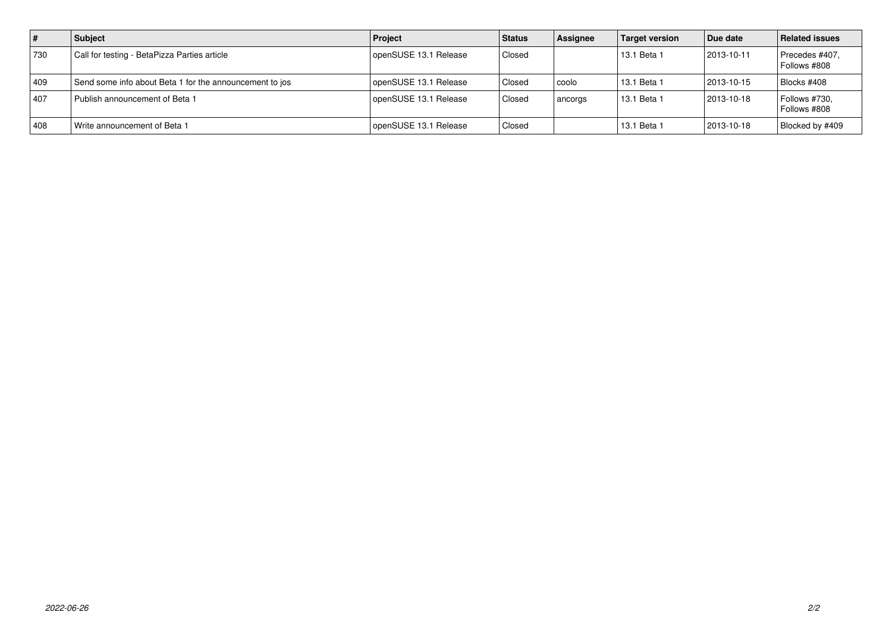| # | Subject | Project | Status | Assignee | Target version | Due date | Related issues |
|---|---|---|---|---|---|---|---|
| 730 | Call for testing - BetaPizza Parties article | openSUSE 13.1 Release | Closed | | 13.1 Beta 1 | 2013-10-11 | Precedes #407, Follows #808 |
| 409 | Send some info about Beta 1 for the announcement to jos | openSUSE 13.1 Release | Closed | coolo | 13.1 Beta 1 | 2013-10-15 | Blocks #408 |
| 407 | Publish announcement of Beta 1 | openSUSE 13.1 Release | Closed | ancorgs | 13.1 Beta 1 | 2013-10-18 | Follows #730, Follows #808 |
| 408 | Write announcement of Beta 1 | openSUSE 13.1 Release | Closed | | 13.1 Beta 1 | 2013-10-18 | Blocked by #409 |